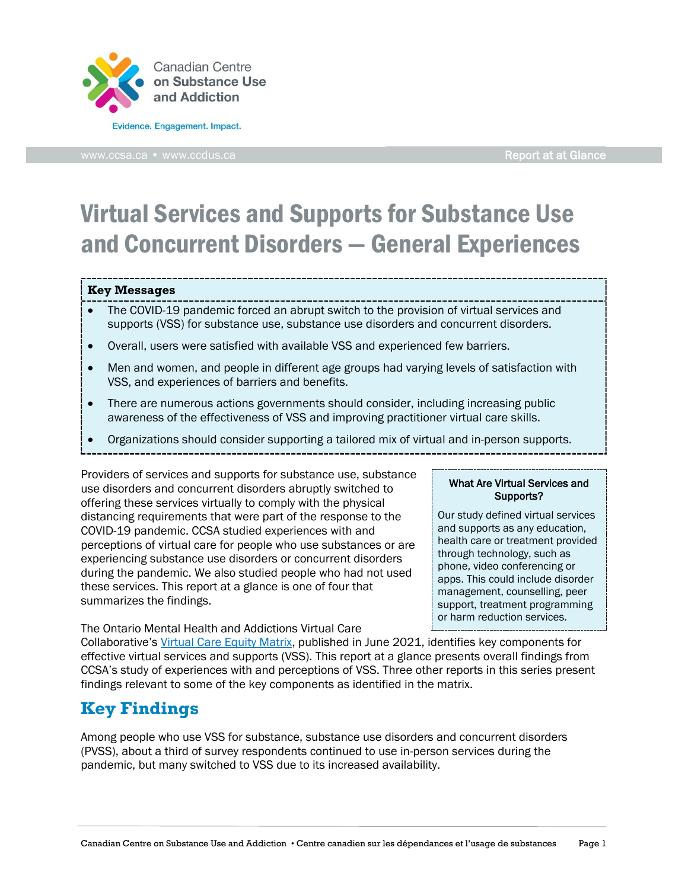Canadian Centre on Substance Use and Addiction

Evidence. Engagement. Impact.

www.ccsa.ca • www.ccdus.ca

Report at at Glance

# Virtual Services and Supports for Substance Use and Concurrent Disorders — General Experiences

**Key Messages**

- The COVID-19 pandemic forced an abrupt switch to the provision of virtual services and supports (VSS) for substance use, substance use disorders and concurrent disorders.
- Overall, users were satisfied with available VSS and experienced few barriers.
- Men and women, and people in different age groups had varying levels of satisfaction with VSS, and experiences of barriers and benefits.
- There are numerous actions governments should consider, including increasing public awareness of the effectiveness of VSS and improving practitioner virtual care skills.
- Organizations should consider supporting a tailored mix of virtual and in-person supports.

Providers of services and supports for substance use, substance use disorders and concurrent disorders abruptly switched to offering these services virtually to comply with the physical distancing requirements that were part of the response to the COVID-19 pandemic. CCSA studied experiences with and perceptions of virtual care for people who use substances or are experiencing substance use disorders or concurrent disorders during the pandemic. We also studied people who had not used these services. This report at a glance is one of four that summarizes the findings.

**What Are Virtual Services and Supports?**

Our study defined virtual services and supports as any education, health care or treatment provided through technology, such as phone, video conferencing or apps. This could include disorder management, counselling, peer support, treatment programming or harm reduction services.

The Ontario Mental Health and Addictions Virtual Care Collaborative's Virtual Care Equity Matrix, published in June 2021, identifies key components for effective virtual services and supports (VSS). This report at a glance presents overall findings from CCSA's study of experiences with and perceptions of VSS. Three other reports in this series present findings relevant to some of the key components as identified in the matrix.

## Key Findings

Among people who use VSS for substance, substance use disorders and concurrent disorders (PVSS), about a third of survey respondents continued to use in-person services during the pandemic, but many switched to VSS due to its increased availability.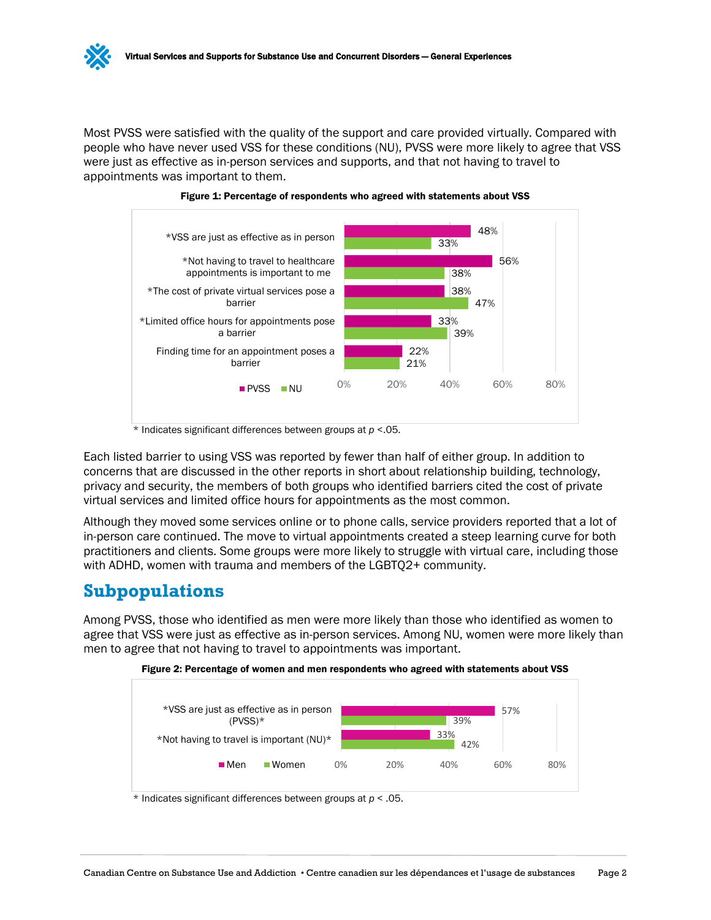Most PVSS were satisfied with the quality of the support and care provided virtually. Compared with people who have never used VSS for these conditions (NU), PVSS were more likely to agree that VSS were just as effective as in-person services and supports, and that not having to travel to appointments was important to them.

**Figure 1: Percentage of respondents who agreed with statements about VSS**

| Statement | PVSS | NU |
|---|---|---|
| *VSS are just as effective as in person | 48% | 33% |
| *Not having to travel to healthcare appointments is important to me | 56% | 38% |
| *The cost of private virtual services pose a barrier | 38% | 47% |
| *Limited office hours for appointments pose a barrier | 33% | 39% |
| Finding time for an appointment poses a barrier | 22% | 21% |

* Indicates significant differences between groups at $p < .05$.

Each listed barrier to using VSS was reported by fewer than half of either group. In addition to concerns that are discussed in the other reports in short about relationship building, technology, privacy and security, the members of both groups who identified barriers cited the cost of private virtual services and limited office hours for appointments as the most common.

Although they moved some services online or to phone calls, service providers reported that a lot of in-person care continued. The move to virtual appointments created a steep learning curve for both practitioners and clients. Some groups were more likely to struggle with virtual care, including those with ADHD, women with trauma and members of the LGBTQ2+ community.

## Subpopulations

Among PVSS, those who identified as men were more likely than those who identified as women to agree that VSS were just as effective as in-person services. Among NU, women were more likely than men to agree that not having to travel to appointments was important.

**Figure 2: Percentage of women and men respondents who agreed with statements about VSS**

| Statement | Men | Women |
|---|---|---|
| *VSS are just as effective as in person (PVSS)* | 57% | 39% |
| *Not having to travel is important (NU)* | 33% | 42% |

* Indicates significant differences between groups at $p < .05$.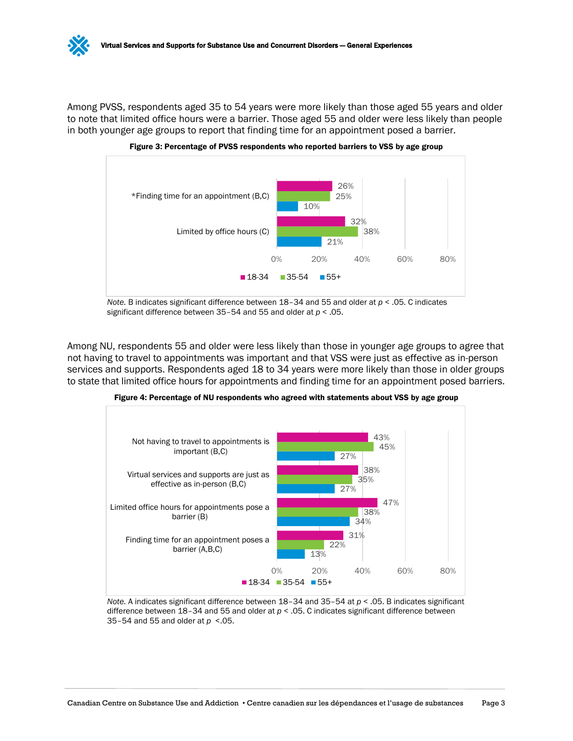Among PVSS, respondents aged 35 to 54 years were more likely than those aged 55 years and older to note that limited office hours were a barrier. Those aged 55 and older were less likely than people in both younger age groups to report that finding time for an appointment posed a barrier.

**Figure 3: Percentage of PVSS respondents who reported barriers to VSS by age group**

| | 18-34 | 35-54 | 55+ |
|---|---|---|---|
| *Finding time for an appointment (B,C) | 26% | 25% | 10% |
| Limited by office hours (C) | 32% | 38% | 21% |

*Note.* B indicates significant difference between 18–34 and 55 and older at $p < .05$. C indicates significant difference between 35–54 and 55 and older at $p < .05$.

Among NU, respondents 55 and older were less likely than those in younger age groups to agree that not having to travel to appointments was important and that VSS were just as effective as in-person services and supports. Respondents aged 18 to 34 years were more likely than those in older groups to state that limited office hours for appointments and finding time for an appointment posed barriers.

**Figure 4: Percentage of NU respondents who agreed with statements about VSS by age group**

| | 18-34 | 35-54 | 55+ |
|---|---|---|---|
| Not having to travel to appointments is important (B,C) | 43% | 45% | 27% |
| Virtual services and supports are just as effective as in-person (B,C) | 38% | 35% | 27% |
| Limited office hours for appointments pose a barrier (B) | 47% | 38% | 34% |
| Finding time for an appointment poses a barrier (A,B,C) | 31% | 22% | 13% |

*Note.* A indicates significant difference between 18–34 and 35–54 at $p < .05$. B indicates significant difference between 18–34 and 55 and older at $p < .05$. C indicates significant difference between 35–54 and 55 and older at $p < .05$.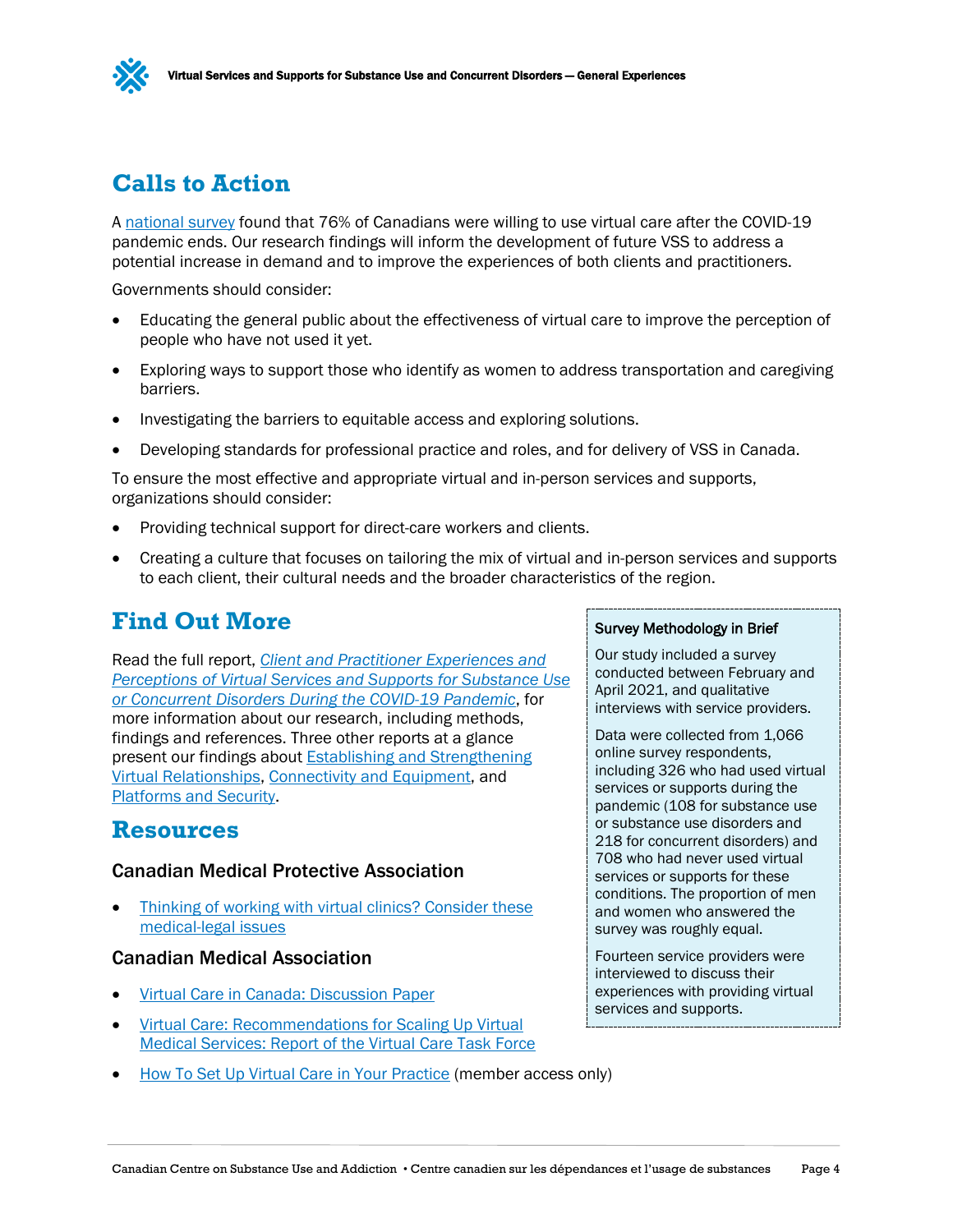## Calls to Action

A national survey found that 76% of Canadians were willing to use virtual care after the COVID-19 pandemic ends. Our research findings will inform the development of future VSS to address a potential increase in demand and to improve the experiences of both clients and practitioners.

Governments should consider:

- Educating the general public about the effectiveness of virtual care to improve the perception of people who have not used it yet.
- Exploring ways to support those who identify as women to address transportation and caregiving barriers.
- Investigating the barriers to equitable access and exploring solutions.
- Developing standards for professional practice and roles, and for delivery of VSS in Canada.

To ensure the most effective and appropriate virtual and in-person services and supports, organizations should consider:

- Providing technical support for direct-care workers and clients.
- Creating a culture that focuses on tailoring the mix of virtual and in-person services and supports to each client, their cultural needs and the broader characteristics of the region.

## Find Out More

Read the full report, *Client and Practitioner Experiences and Perceptions of Virtual Services and Supports for Substance Use or Concurrent Disorders During the COVID-19 Pandemic*, for more information about our research, including methods, findings and references. Three other reports at a glance present our findings about Establishing and Strengthening Virtual Relationships, Connectivity and Equipment, and Platforms and Security.

> **Survey Methodology in Brief**
>
> Our study included a survey conducted between February and April 2021, and qualitative interviews with service providers.
>
> Data were collected from 1,066 online survey respondents, including 326 who had used virtual services or supports during the pandemic (108 for substance use or substance use disorders and 218 for concurrent disorders) and 708 who had never used virtual services or supports for these conditions. The proportion of men and women who answered the survey was roughly equal.
>
> Fourteen service providers were interviewed to discuss their experiences with providing virtual services and supports.

## Resources

### Canadian Medical Protective Association

- Thinking of working with virtual clinics? Consider these medical-legal issues

### Canadian Medical Association

- Virtual Care in Canada: Discussion Paper
- Virtual Care: Recommendations for Scaling Up Virtual Medical Services: Report of the Virtual Care Task Force
- How To Set Up Virtual Care in Your Practice (member access only)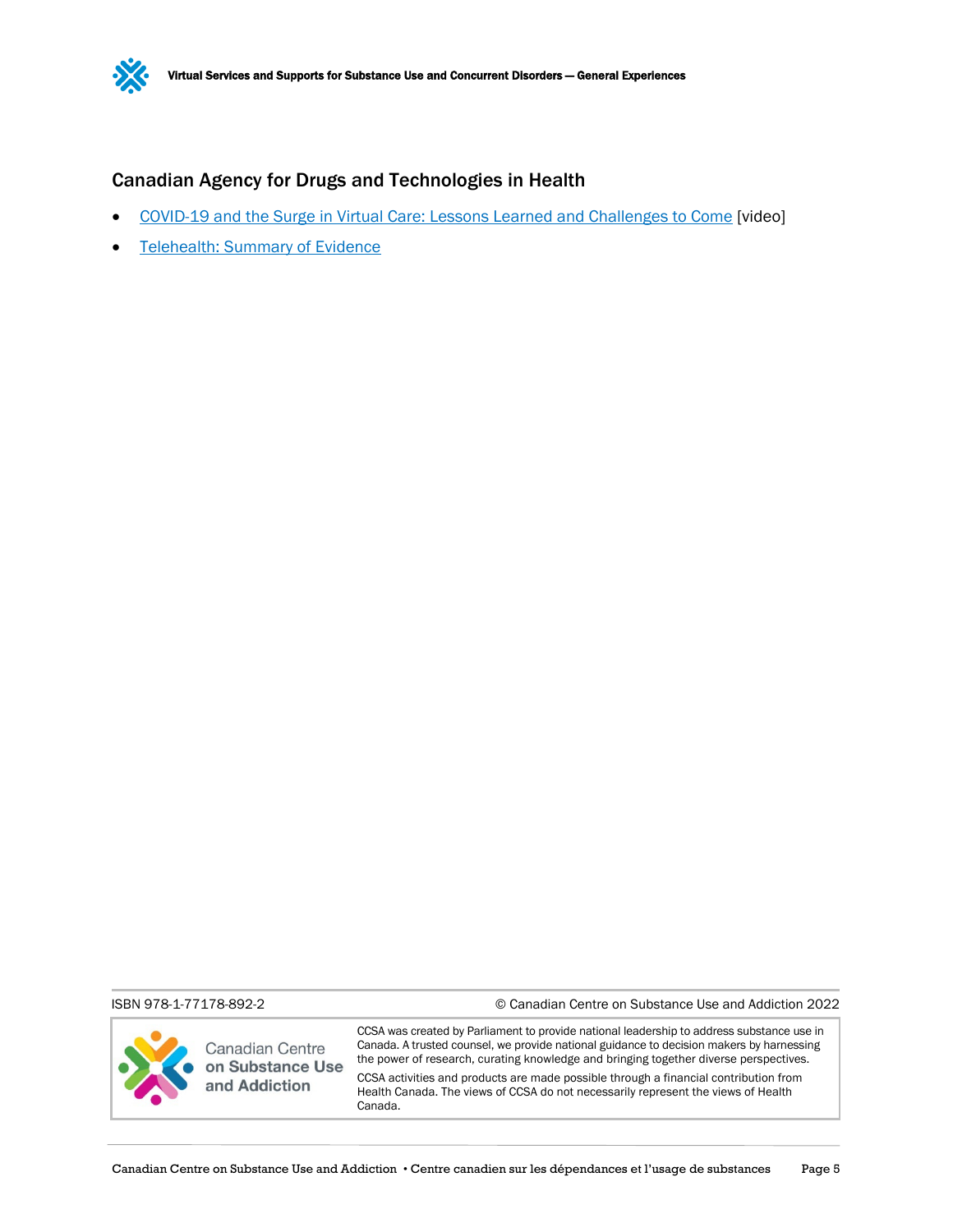## Canadian Agency for Drugs and Technologies in Health

- COVID-19 and the Surge in Virtual Care: Lessons Learned and Challenges to Come [video]
- Telehealth: Summary of Evidence

ISBN 978-1-77178-892-2

© Canadian Centre on Substance Use and Addiction 2022

Canadian Centre on Substance Use and Addiction

CCSA was created by Parliament to provide national leadership to address substance use in Canada. A trusted counsel, we provide national guidance to decision makers by harnessing the power of research, curating knowledge and bringing together diverse perspectives.

CCSA activities and products are made possible through a financial contribution from Health Canada. The views of CCSA do not necessarily represent the views of Health Canada.